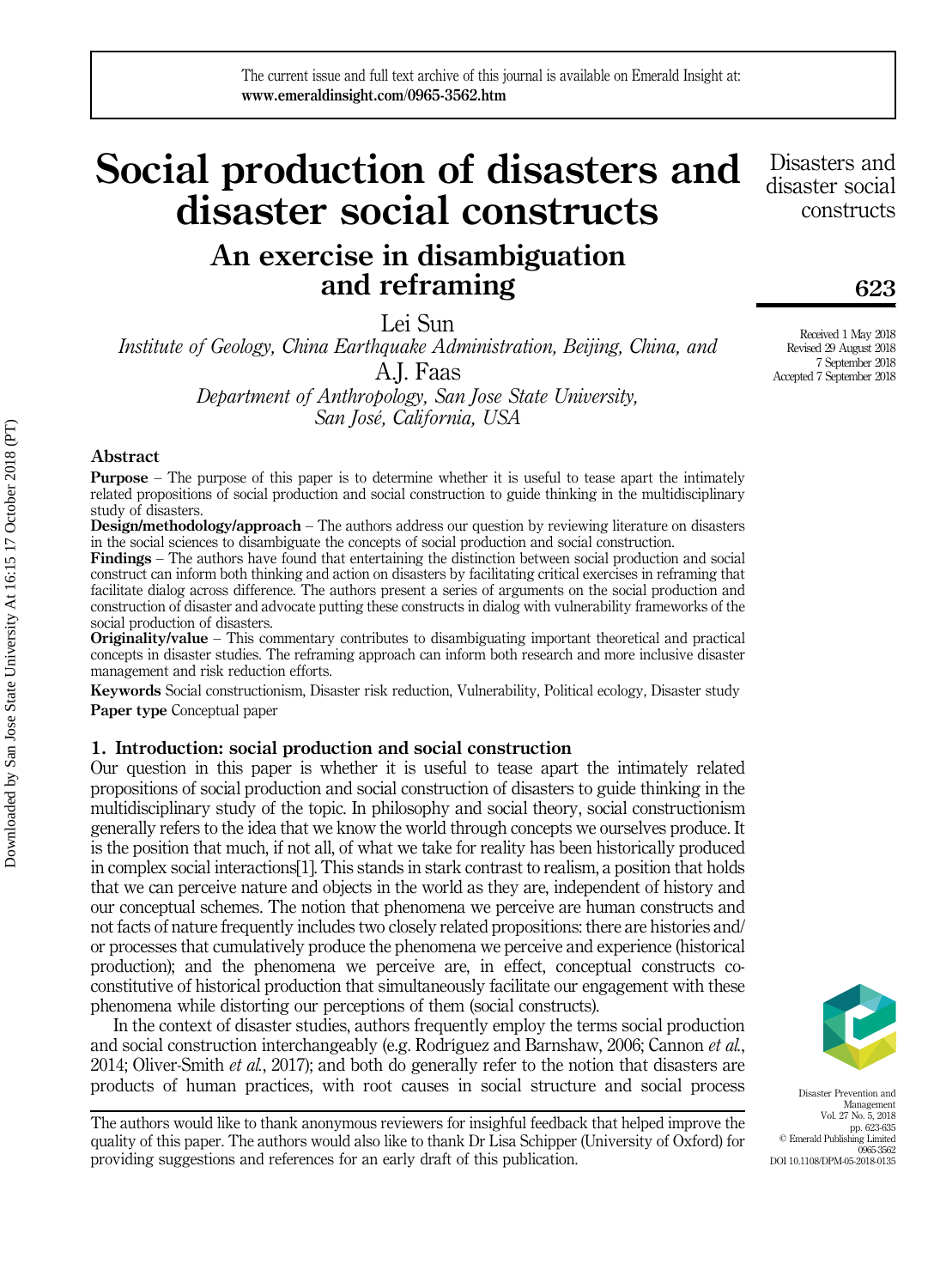# Social production of disasters and disaster social constructs

## An exercise in disambiguation and reframing

Lei Sun

*Institute of Geology, China Earthquake Administration, Beijing, China, and*

A.J. Faas

*Department of Anthropology, San Jose State University, San José, California, USA*

Received 1 May 2018
Revised 29 August 2018
7 September 2018
Accepted 7 September 2018

### Abstract

**Purpose** – The purpose of this paper is to determine whether it is useful to tease apart the intimately related propositions of social production and social construction to guide thinking in the multidisciplinary study of disasters.

**Design/methodology/approach** – The authors address our question by reviewing literature on disasters in the social sciences to disambiguate the concepts of social production and social construction.

**Findings** – The authors have found that entertaining the distinction between social production and social construct can inform both thinking and action on disasters by facilitating critical exercises in reframing that facilitate dialog across difference. The authors present a series of arguments on the social production and construction of disaster and advocate putting these constructs in dialog with vulnerability frameworks of the social production of disasters.

**Originality/value** – This commentary contributes to disambiguating important theoretical and practical concepts in disaster studies. The reframing approach can inform both research and more inclusive disaster management and risk reduction efforts.

**Keywords** Social constructionism, Disaster risk reduction, Vulnerability, Political ecology, Disaster study

**Paper type** Conceptual paper

### 1. Introduction: social production and social construction

Our question in this paper is whether it is useful to tease apart the intimately related propositions of social production and social construction of disasters to guide thinking in the multidisciplinary study of the topic. In philosophy and social theory, social constructionism generally refers to the idea that we know the world through concepts we ourselves produce. It is the position that much, if not all, of what we take for reality has been historically produced in complex social interactions[1]. This stands in stark contrast to realism, a position that holds that we can perceive nature and objects in the world as they are, independent of history and our conceptual schemes. The notion that phenomena we perceive are human constructs and not facts of nature frequently includes two closely related propositions: there are histories and/or processes that cumulatively produce the phenomena we perceive and experience (historical production); and the phenomena we perceive are, in effect, conceptual constructs co-constitutive of historical production that simultaneously facilitate our engagement with these phenomena while distorting our perceptions of them (social constructs).

In the context of disaster studies, authors frequently employ the terms social production and social construction interchangeably (e.g. Rodríguez and Barnshaw, 2006; Cannon *et al.*, 2014; Oliver-Smith *et al.*, 2017); and both do generally refer to the notion that disasters are products of human practices, with root causes in social structure and social process

The authors would like to thank anonymous reviewers for insighful feedback that helped improve the quality of this paper. The authors would also like to thank Dr Lisa Schipper (University of Oxford) for providing suggestions and references for an early draft of this publication.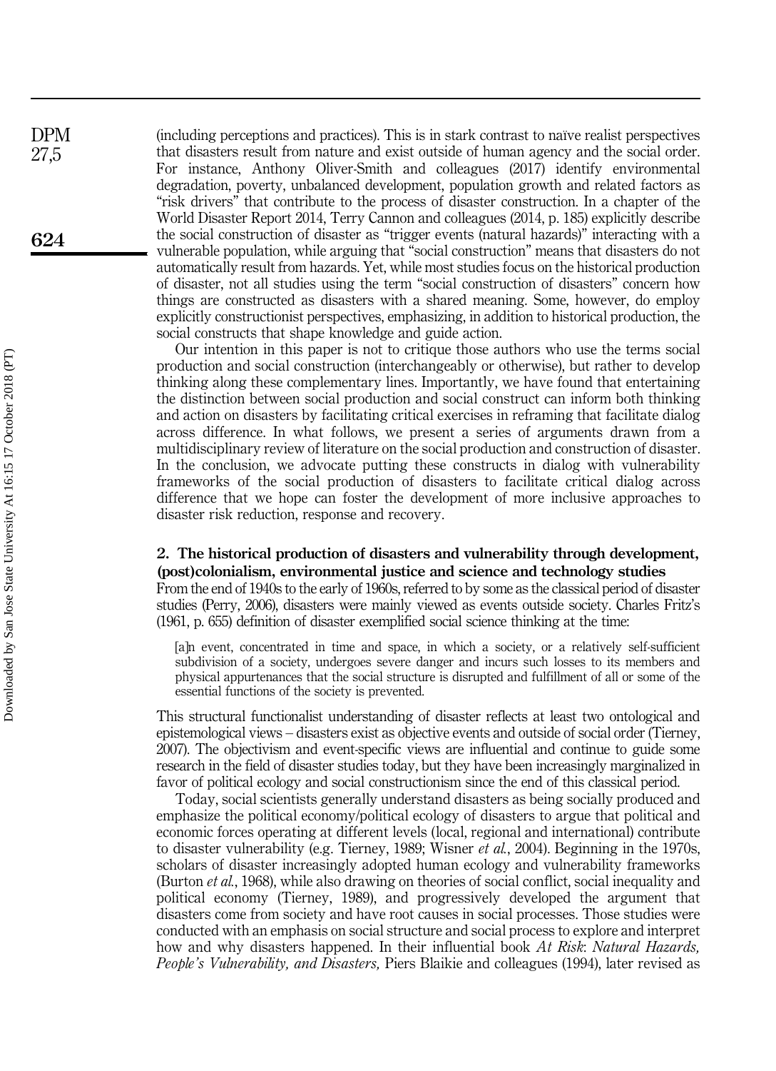(including perceptions and practices). This is in stark contrast to naïve realist perspectives that disasters result from nature and exist outside of human agency and the social order. For instance, Anthony Oliver-Smith and colleagues (2017) identify environmental degradation, poverty, unbalanced development, population growth and related factors as "risk drivers" that contribute to the process of disaster construction. In a chapter of the World Disaster Report 2014, Terry Cannon and colleagues (2014, p. 185) explicitly describe the social construction of disaster as "trigger events (natural hazards)" interacting with a vulnerable population, while arguing that "social construction" means that disasters do not automatically result from hazards. Yet, while most studies focus on the historical production of disaster, not all studies using the term "social construction of disasters" concern how things are constructed as disasters with a shared meaning. Some, however, do employ explicitly constructionist perspectives, emphasizing, in addition to historical production, the social constructs that shape knowledge and guide action.

Our intention in this paper is not to critique those authors who use the terms social production and social construction (interchangeably or otherwise), but rather to develop thinking along these complementary lines. Importantly, we have found that entertaining the distinction between social production and social construct can inform both thinking and action on disasters by facilitating critical exercises in reframing that facilitate dialog across difference. In what follows, we present a series of arguments drawn from a multidisciplinary review of literature on the social production and construction of disaster. In the conclusion, we advocate putting these constructs in dialog with vulnerability frameworks of the social production of disasters to facilitate critical dialog across difference that we hope can foster the development of more inclusive approaches to disaster risk reduction, response and recovery.

## 2. The historical production of disasters and vulnerability through development, (post)colonialism, environmental justice and science and technology studies

From the end of 1940s to the early of 1960s, referred to by some as the classical period of disaster studies (Perry, 2006), disasters were mainly viewed as events outside society. Charles Fritz's (1961, p. 655) definition of disaster exemplified social science thinking at the time:

> [a]n event, concentrated in time and space, in which a society, or a relatively self-sufficient subdivision of a society, undergoes severe danger and incurs such losses to its members and physical appurtenances that the social structure is disrupted and fulfillment of all or some of the essential functions of the society is prevented.

This structural functionalist understanding of disaster reflects at least two ontological and epistemological views – disasters exist as objective events and outside of social order (Tierney, 2007). The objectivism and event-specific views are influential and continue to guide some research in the field of disaster studies today, but they have been increasingly marginalized in favor of political ecology and social constructionism since the end of this classical period.

Today, social scientists generally understand disasters as being socially produced and emphasize the political economy/political ecology of disasters to argue that political and economic forces operating at different levels (local, regional and international) contribute to disaster vulnerability (e.g. Tierney, 1989; Wisner *et al.*, 2004). Beginning in the 1970s, scholars of disaster increasingly adopted human ecology and vulnerability frameworks (Burton *et al.*, 1968), while also drawing on theories of social conflict, social inequality and political economy (Tierney, 1989), and progressively developed the argument that disasters come from society and have root causes in social processes. Those studies were conducted with an emphasis on social structure and social process to explore and interpret how and why disasters happened. In their influential book *At Risk: Natural Hazards, People's Vulnerability, and Disasters,* Piers Blaikie and colleagues (1994), later revised as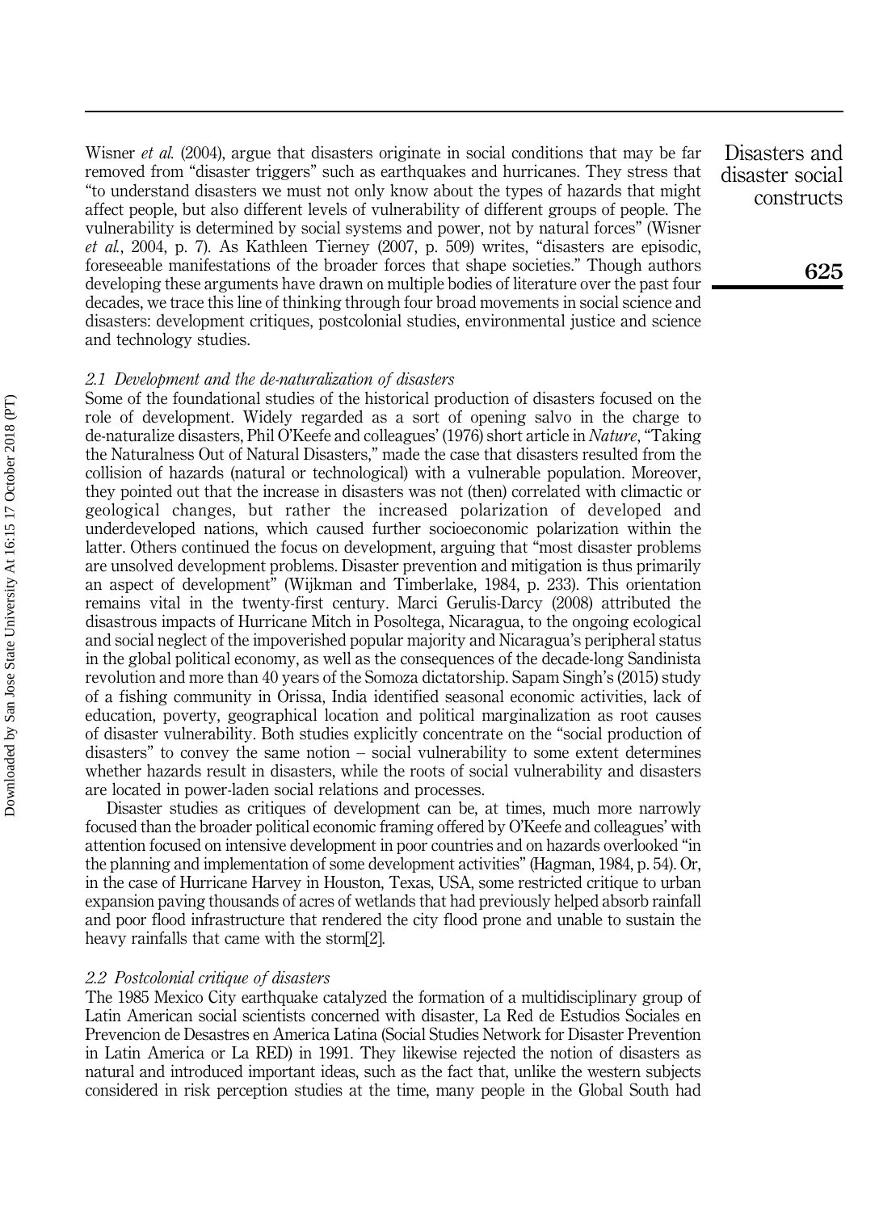Wisner *et al.* (2004), argue that disasters originate in social conditions that may be far removed from "disaster triggers" such as earthquakes and hurricanes. They stress that "to understand disasters we must not only know about the types of hazards that might affect people, but also different levels of vulnerability of different groups of people. The vulnerability is determined by social systems and power, not by natural forces" (Wisner *et al.*, 2004, p. 7). As Kathleen Tierney (2007, p. 509) writes, "disasters are episodic, foreseeable manifestations of the broader forces that shape societies." Though authors developing these arguments have drawn on multiple bodies of literature over the past four decades, we trace this line of thinking through four broad movements in social science and disasters: development critiques, postcolonial studies, environmental justice and science and technology studies.

### *2.1 Development and the de-naturalization of disasters*

Some of the foundational studies of the historical production of disasters focused on the role of development. Widely regarded as a sort of opening salvo in the charge to de-naturalize disasters, Phil O'Keefe and colleagues' (1976) short article in *Nature*, "Taking the Naturalness Out of Natural Disasters," made the case that disasters resulted from the collision of hazards (natural or technological) with a vulnerable population. Moreover, they pointed out that the increase in disasters was not (then) correlated with climactic or geological changes, but rather the increased polarization of developed and underdeveloped nations, which caused further socioeconomic polarization within the latter. Others continued the focus on development, arguing that "most disaster problems are unsolved development problems. Disaster prevention and mitigation is thus primarily an aspect of development" (Wijkman and Timberlake, 1984, p. 233). This orientation remains vital in the twenty-first century. Marci Gerulis-Darcy (2008) attributed the disastrous impacts of Hurricane Mitch in Posoltega, Nicaragua, to the ongoing ecological and social neglect of the impoverished popular majority and Nicaragua's peripheral status in the global political economy, as well as the consequences of the decade-long Sandinista revolution and more than 40 years of the Somoza dictatorship. Sapam Singh's (2015) study of a fishing community in Orissa, India identified seasonal economic activities, lack of education, poverty, geographical location and political marginalization as root causes of disaster vulnerability. Both studies explicitly concentrate on the "social production of disasters" to convey the same notion – social vulnerability to some extent determines whether hazards result in disasters, while the roots of social vulnerability and disasters are located in power-laden social relations and processes.

Disaster studies as critiques of development can be, at times, much more narrowly focused than the broader political economic framing offered by O'Keefe and colleagues' with attention focused on intensive development in poor countries and on hazards overlooked "in the planning and implementation of some development activities" (Hagman, 1984, p. 54). Or, in the case of Hurricane Harvey in Houston, Texas, USA, some restricted critique to urban expansion paving thousands of acres of wetlands that had previously helped absorb rainfall and poor flood infrastructure that rendered the city flood prone and unable to sustain the heavy rainfalls that came with the storm[2].

### *2.2 Postcolonial critique of disasters*

The 1985 Mexico City earthquake catalyzed the formation of a multidisciplinary group of Latin American social scientists concerned with disaster, La Red de Estudios Sociales en Prevencion de Desastres en America Latina (Social Studies Network for Disaster Prevention in Latin America or La RED) in 1991. They likewise rejected the notion of disasters as natural and introduced important ideas, such as the fact that, unlike the western subjects considered in risk perception studies at the time, many people in the Global South had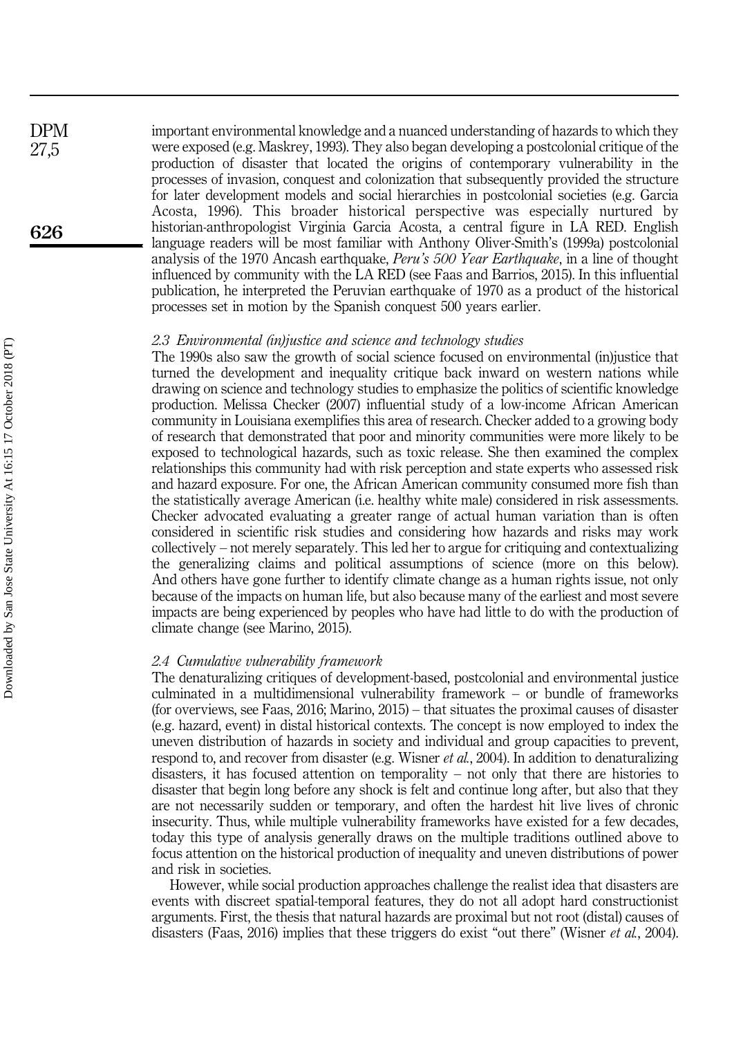important environmental knowledge and a nuanced understanding of hazards to which they were exposed (e.g. Maskrey, 1993). They also began developing a postcolonial critique of the production of disaster that located the origins of contemporary vulnerability in the processes of invasion, conquest and colonization that subsequently provided the structure for later development models and social hierarchies in postcolonial societies (e.g. Garcia Acosta, 1996). This broader historical perspective was especially nurtured by historian-anthropologist Virginia Garcia Acosta, a central figure in LA RED. English language readers will be most familiar with Anthony Oliver-Smith's (1999a) postcolonial analysis of the 1970 Ancash earthquake, *Peru's 500 Year Earthquake*, in a line of thought influenced by community with the LA RED (see Faas and Barrios, 2015). In this influential publication, he interpreted the Peruvian earthquake of 1970 as a product of the historical processes set in motion by the Spanish conquest 500 years earlier.

### *2.3 Environmental (in)justice and science and technology studies*

The 1990s also saw the growth of social science focused on environmental (in)justice that turned the development and inequality critique back inward on western nations while drawing on science and technology studies to emphasize the politics of scientific knowledge production. Melissa Checker (2007) influential study of a low-income African American community in Louisiana exemplifies this area of research. Checker added to a growing body of research that demonstrated that poor and minority communities were more likely to be exposed to technological hazards, such as toxic release. She then examined the complex relationships this community had with risk perception and state experts who assessed risk and hazard exposure. For one, the African American community consumed more fish than the statistically average American (i.e. healthy white male) considered in risk assessments. Checker advocated evaluating a greater range of actual human variation than is often considered in scientific risk studies and considering how hazards and risks may work collectively – not merely separately. This led her to argue for critiquing and contextualizing the generalizing claims and political assumptions of science (more on this below). And others have gone further to identify climate change as a human rights issue, not only because of the impacts on human life, but also because many of the earliest and most severe impacts are being experienced by peoples who have had little to do with the production of climate change (see Marino, 2015).

### *2.4 Cumulative vulnerability framework*

The denaturalizing critiques of development-based, postcolonial and environmental justice culminated in a multidimensional vulnerability framework – or bundle of frameworks (for overviews, see Faas, 2016; Marino, 2015) – that situates the proximal causes of disaster (e.g. hazard, event) in distal historical contexts. The concept is now employed to index the uneven distribution of hazards in society and individual and group capacities to prevent, respond to, and recover from disaster (e.g. Wisner *et al.*, 2004). In addition to denaturalizing disasters, it has focused attention on temporality – not only that there are histories to disaster that begin long before any shock is felt and continue long after, but also that they are not necessarily sudden or temporary, and often the hardest hit live lives of chronic insecurity. Thus, while multiple vulnerability frameworks have existed for a few decades, today this type of analysis generally draws on the multiple traditions outlined above to focus attention on the historical production of inequality and uneven distributions of power and risk in societies.

However, while social production approaches challenge the realist idea that disasters are events with discreet spatial-temporal features, they do not all adopt hard constructionist arguments. First, the thesis that natural hazards are proximal but not root (distal) causes of disasters (Faas, 2016) implies that these triggers do exist "out there" (Wisner *et al.*, 2004).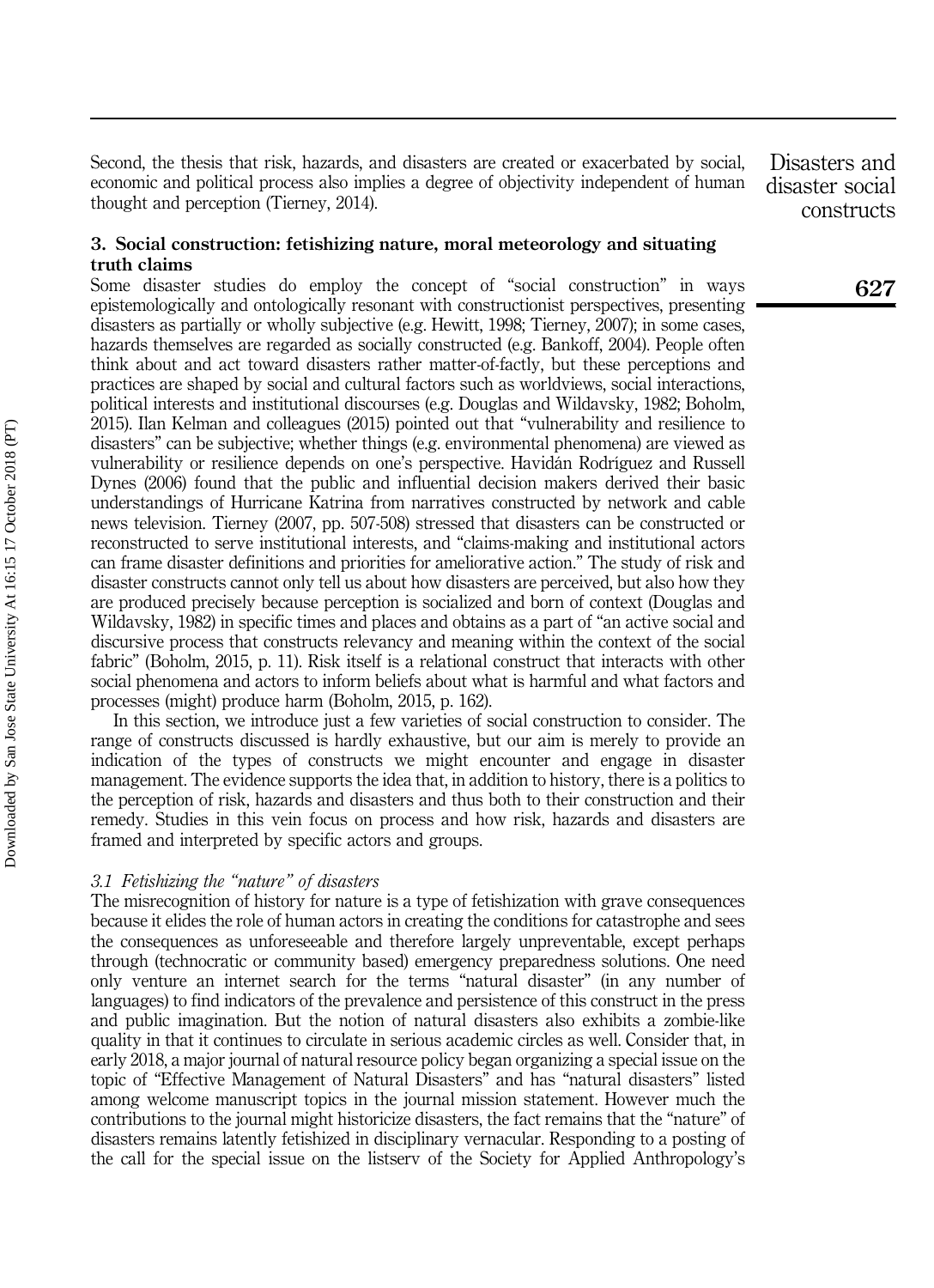Second, the thesis that risk, hazards, and disasters are created or exacerbated by social, economic and political process also implies a degree of objectivity independent of human thought and perception (Tierney, 2014).

### 3. Social construction: fetishizing nature, moral meteorology and situating truth claims

Some disaster studies do employ the concept of "social construction" in ways epistemologically and ontologically resonant with constructionist perspectives, presenting disasters as partially or wholly subjective (e.g. Hewitt, 1998; Tierney, 2007); in some cases, hazards themselves are regarded as socially constructed (e.g. Bankoff, 2004). People often think about and act toward disasters rather matter-of-factly, but these perceptions and practices are shaped by social and cultural factors such as worldviews, social interactions, political interests and institutional discourses (e.g. Douglas and Wildavsky, 1982; Boholm, 2015). Ilan Kelman and colleagues (2015) pointed out that "vulnerability and resilience to disasters" can be subjective; whether things (e.g. environmental phenomena) are viewed as vulnerability or resilience depends on one's perspective. Havidán Rodríguez and Russell Dynes (2006) found that the public and influential decision makers derived their basic understandings of Hurricane Katrina from narratives constructed by network and cable news television. Tierney (2007, pp. 507-508) stressed that disasters can be constructed or reconstructed to serve institutional interests, and "claims-making and institutional actors can frame disaster definitions and priorities for ameliorative action." The study of risk and disaster constructs cannot only tell us about how disasters are perceived, but also how they are produced precisely because perception is socialized and born of context (Douglas and Wildavsky, 1982) in specific times and places and obtains as a part of "an active social and discursive process that constructs relevancy and meaning within the context of the social fabric" (Boholm, 2015, p. 11). Risk itself is a relational construct that interacts with other social phenomena and actors to inform beliefs about what is harmful and what factors and processes (might) produce harm (Boholm, 2015, p. 162).

In this section, we introduce just a few varieties of social construction to consider. The range of constructs discussed is hardly exhaustive, but our aim is merely to provide an indication of the types of constructs we might encounter and engage in disaster management. The evidence supports the idea that, in addition to history, there is a politics to the perception of risk, hazards and disasters and thus both to their construction and their remedy. Studies in this vein focus on process and how risk, hazards and disasters are framed and interpreted by specific actors and groups.

#### *3.1 Fetishizing the "nature" of disasters*

The misrecognition of history for nature is a type of fetishization with grave consequences because it elides the role of human actors in creating the conditions for catastrophe and sees the consequences as unforeseeable and therefore largely unpreventable, except perhaps through (technocratic or community based) emergency preparedness solutions. One need only venture an internet search for the terms "natural disaster" (in any number of languages) to find indicators of the prevalence and persistence of this construct in the press and public imagination. But the notion of natural disasters also exhibits a zombie-like quality in that it continues to circulate in serious academic circles as well. Consider that, in early 2018, a major journal of natural resource policy began organizing a special issue on the topic of "Effective Management of Natural Disasters" and has "natural disasters" listed among welcome manuscript topics in the journal mission statement. However much the contributions to the journal might historicize disasters, the fact remains that the "nature" of disasters remains latently fetishized in disciplinary vernacular. Responding to a posting of the call for the special issue on the listserv of the Society for Applied Anthropology's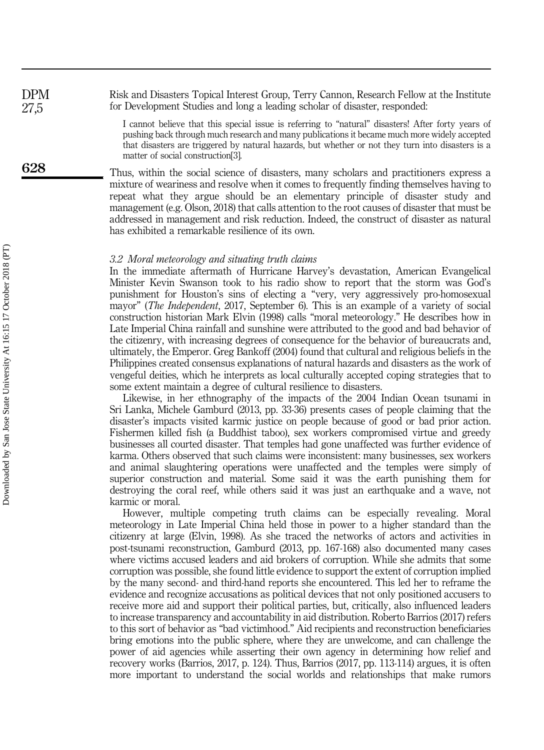Risk and Disasters Topical Interest Group, Terry Cannon, Research Fellow at the Institute for Development Studies and long a leading scholar of disaster, responded:

> I cannot believe that this special issue is referring to "natural" disasters! After forty years of pushing back through much research and many publications it became much more widely accepted that disasters are triggered by natural hazards, but whether or not they turn into disasters is a matter of social construction[3].

Thus, within the social science of disasters, many scholars and practitioners express a mixture of weariness and resolve when it comes to frequently finding themselves having to repeat what they argue should be an elementary principle of disaster study and management (e.g. Olson, 2018) that calls attention to the root causes of disaster that must be addressed in management and risk reduction. Indeed, the construct of disaster as natural has exhibited a remarkable resilience of its own.

### *3.2 Moral meteorology and situating truth claims*

In the immediate aftermath of Hurricane Harvey's devastation, American Evangelical Minister Kevin Swanson took to his radio show to report that the storm was God's punishment for Houston's sins of electing a "very, very aggressively pro-homosexual mayor" (*The Independent*, 2017, September 6). This is an example of a variety of social construction historian Mark Elvin (1998) calls "moral meteorology." He describes how in Late Imperial China rainfall and sunshine were attributed to the good and bad behavior of the citizenry, with increasing degrees of consequence for the behavior of bureaucrats and, ultimately, the Emperor. Greg Bankoff (2004) found that cultural and religious beliefs in the Philippines created consensus explanations of natural hazards and disasters as the work of vengeful deities, which he interprets as local culturally accepted coping strategies that to some extent maintain a degree of cultural resilience to disasters.

Likewise, in her ethnography of the impacts of the 2004 Indian Ocean tsunami in Sri Lanka, Michele Gamburd (2013, pp. 33-36) presents cases of people claiming that the disaster's impacts visited karmic justice on people because of good or bad prior action. Fishermen killed fish (a Buddhist taboo), sex workers compromised virtue and greedy businesses all courted disaster. That temples had gone unaffected was further evidence of karma. Others observed that such claims were inconsistent: many businesses, sex workers and animal slaughtering operations were unaffected and the temples were simply of superior construction and material. Some said it was the earth punishing them for destroying the coral reef, while others said it was just an earthquake and a wave, not karmic or moral.

However, multiple competing truth claims can be especially revealing. Moral meteorology in Late Imperial China held those in power to a higher standard than the citizenry at large (Elvin, 1998). As she traced the networks of actors and activities in post-tsunami reconstruction, Gamburd (2013, pp. 167-168) also documented many cases where victims accused leaders and aid brokers of corruption. While she admits that some corruption was possible, she found little evidence to support the extent of corruption implied by the many second- and third-hand reports she encountered. This led her to reframe the evidence and recognize accusations as political devices that not only positioned accusers to receive more aid and support their political parties, but, critically, also influenced leaders to increase transparency and accountability in aid distribution. Roberto Barrios (2017) refers to this sort of behavior as "bad victimhood." Aid recipients and reconstruction beneficiaries bring emotions into the public sphere, where they are unwelcome, and can challenge the power of aid agencies while asserting their own agency in determining how relief and recovery works (Barrios, 2017, p. 124). Thus, Barrios (2017, pp. 113-114) argues, it is often more important to understand the social worlds and relationships that make rumors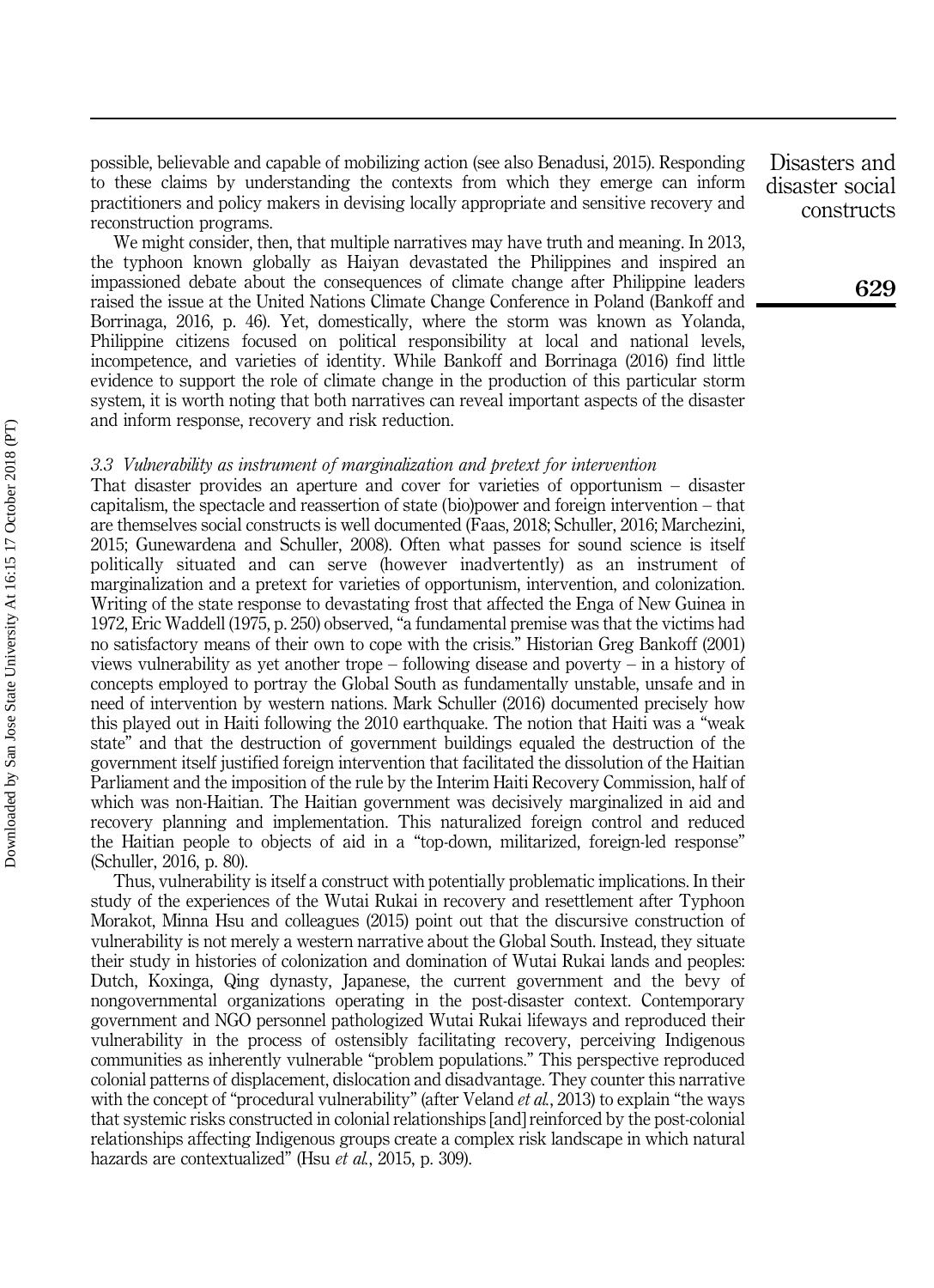possible, believable and capable of mobilizing action (see also Benadusi, 2015). Responding to these claims by understanding the contexts from which they emerge can inform practitioners and policy makers in devising locally appropriate and sensitive recovery and reconstruction programs.

We might consider, then, that multiple narratives may have truth and meaning. In 2013, the typhoon known globally as Haiyan devastated the Philippines and inspired an impassioned debate about the consequences of climate change after Philippine leaders raised the issue at the United Nations Climate Change Conference in Poland (Bankoff and Borrinaga, 2016, p. 46). Yet, domestically, where the storm was known as Yolanda, Philippine citizens focused on political responsibility at local and national levels, incompetence, and varieties of identity. While Bankoff and Borrinaga (2016) find little evidence to support the role of climate change in the production of this particular storm system, it is worth noting that both narratives can reveal important aspects of the disaster and inform response, recovery and risk reduction.

### *3.3 Vulnerability as instrument of marginalization and pretext for intervention*

That disaster provides an aperture and cover for varieties of opportunism – disaster capitalism, the spectacle and reassertion of state (bio)power and foreign intervention – that are themselves social constructs is well documented (Faas, 2018; Schuller, 2016; Marchezini, 2015; Gunewardena and Schuller, 2008). Often what passes for sound science is itself politically situated and can serve (however inadvertently) as an instrument of marginalization and a pretext for varieties of opportunism, intervention, and colonization. Writing of the state response to devastating frost that affected the Enga of New Guinea in 1972, Eric Waddell (1975, p. 250) observed, "a fundamental premise was that the victims had no satisfactory means of their own to cope with the crisis." Historian Greg Bankoff (2001) views vulnerability as yet another trope – following disease and poverty – in a history of concepts employed to portray the Global South as fundamentally unstable, unsafe and in need of intervention by western nations. Mark Schuller (2016) documented precisely how this played out in Haiti following the 2010 earthquake. The notion that Haiti was a "weak state" and that the destruction of government buildings equaled the destruction of the government itself justified foreign intervention that facilitated the dissolution of the Haitian Parliament and the imposition of the rule by the Interim Haiti Recovery Commission, half of which was non-Haitian. The Haitian government was decisively marginalized in aid and recovery planning and implementation. This naturalized foreign control and reduced the Haitian people to objects of aid in a "top-down, militarized, foreign-led response" (Schuller, 2016, p. 80).

Thus, vulnerability is itself a construct with potentially problematic implications. In their study of the experiences of the Wutai Rukai in recovery and resettlement after Typhoon Morakot, Minna Hsu and colleagues (2015) point out that the discursive construction of vulnerability is not merely a western narrative about the Global South. Instead, they situate their study in histories of colonization and domination of Wutai Rukai lands and peoples: Dutch, Koxinga, Qing dynasty, Japanese, the current government and the bevy of nongovernmental organizations operating in the post-disaster context. Contemporary government and NGO personnel pathologized Wutai Rukai lifeways and reproduced their vulnerability in the process of ostensibly facilitating recovery, perceiving Indigenous communities as inherently vulnerable "problem populations." This perspective reproduced colonial patterns of displacement, dislocation and disadvantage. They counter this narrative with the concept of "procedural vulnerability" (after Veland *et al.*, 2013) to explain "the ways that systemic risks constructed in colonial relationships [and] reinforced by the post-colonial relationships affecting Indigenous groups create a complex risk landscape in which natural hazards are contextualized" (Hsu *et al.*, 2015, p. 309).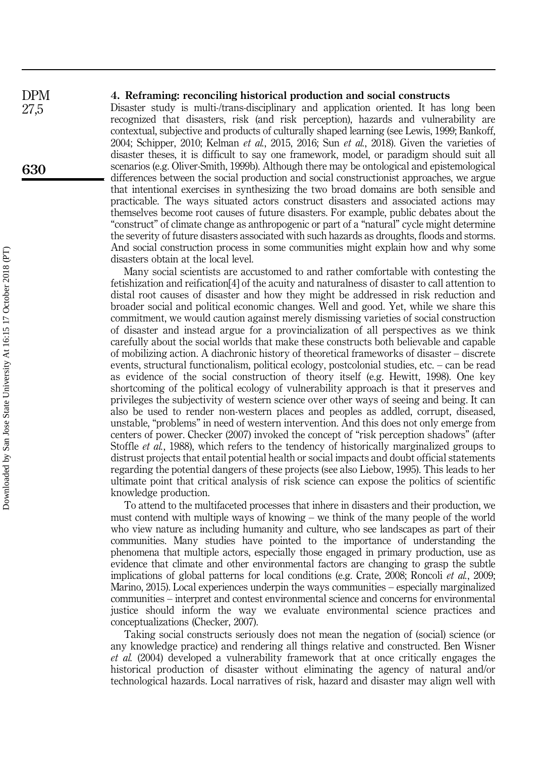## 4. Reframing: reconciling historical production and social constructs

Disaster study is multi-/trans-disciplinary and application oriented. It has long been recognized that disasters, risk (and risk perception), hazards and vulnerability are contextual, subjective and products of culturally shaped learning (see Lewis, 1999; Bankoff, 2004; Schipper, 2010; Kelman *et al.*, 2015, 2016; Sun *et al.*, 2018). Given the varieties of disaster theses, it is difficult to say one framework, model, or paradigm should suit all scenarios (e.g. Oliver-Smith, 1999b). Although there may be ontological and epistemological differences between the social production and social constructionist approaches, we argue that intentional exercises in synthesizing the two broad domains are both sensible and practicable. The ways situated actors construct disasters and associated actions may themselves become root causes of future disasters. For example, public debates about the "construct" of climate change as anthropogenic or part of a "natural" cycle might determine the severity of future disasters associated with such hazards as droughts, floods and storms. And social construction process in some communities might explain how and why some disasters obtain at the local level.

Many social scientists are accustomed to and rather comfortable with contesting the fetishization and reification[4] of the acuity and naturalness of disaster to call attention to distal root causes of disaster and how they might be addressed in risk reduction and broader social and political economic changes. Well and good. Yet, while we share this commitment, we would caution against merely dismissing varieties of social construction of disaster and instead argue for a provincialization of all perspectives as we think carefully about the social worlds that make these constructs both believable and capable of mobilizing action. A diachronic history of theoretical frameworks of disaster – discrete events, structural functionalism, political ecology, postcolonial studies, etc. – can be read as evidence of the social construction of theory itself (e.g. Hewitt, 1998). One key shortcoming of the political ecology of vulnerability approach is that it preserves and privileges the subjectivity of western science over other ways of seeing and being. It can also be used to render non-western places and peoples as addled, corrupt, diseased, unstable, "problems" in need of western intervention. And this does not only emerge from centers of power. Checker (2007) invoked the concept of "risk perception shadows" (after Stoffle *et al.*, 1988), which refers to the tendency of historically marginalized groups to distrust projects that entail potential health or social impacts and doubt official statements regarding the potential dangers of these projects (see also Liebow, 1995). This leads to her ultimate point that critical analysis of risk science can expose the politics of scientific knowledge production.

To attend to the multifaceted processes that inhere in disasters and their production, we must contend with multiple ways of knowing – we think of the many people of the world who view nature as including humanity and culture, who see landscapes as part of their communities. Many studies have pointed to the importance of understanding the phenomena that multiple actors, especially those engaged in primary production, use as evidence that climate and other environmental factors are changing to grasp the subtle implications of global patterns for local conditions (e.g. Crate, 2008; Roncoli *et al.*, 2009; Marino, 2015). Local experiences underpin the ways communities – especially marginalized communities – interpret and contest environmental science and concerns for environmental justice should inform the way we evaluate environmental science practices and conceptualizations (Checker, 2007).

Taking social constructs seriously does not mean the negation of (social) science (or any knowledge practice) and rendering all things relative and constructed. Ben Wisner *et al.* (2004) developed a vulnerability framework that at once critically engages the historical production of disaster without eliminating the agency of natural and/or technological hazards. Local narratives of risk, hazard and disaster may align well with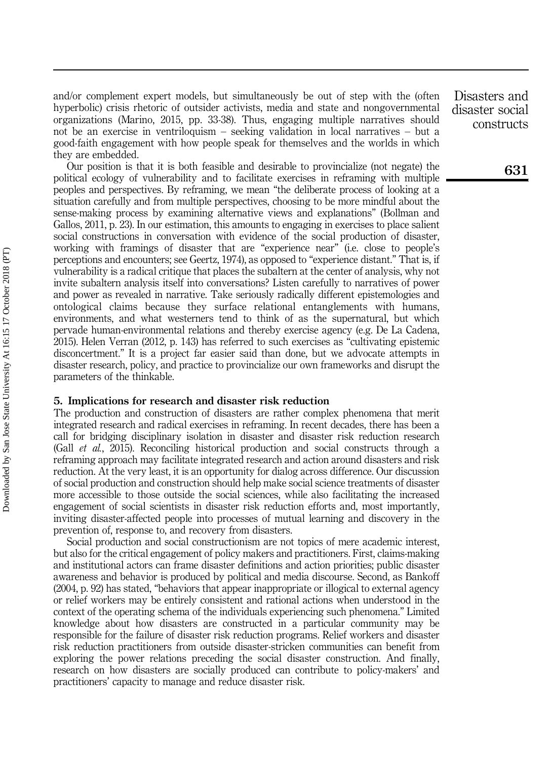and/or complement expert models, but simultaneously be out of step with the (often hyperbolic) crisis rhetoric of outsider activists, media and state and nongovernmental organizations (Marino, 2015, pp. 33-38). Thus, engaging multiple narratives should not be an exercise in ventriloquism – seeking validation in local narratives – but a good-faith engagement with how people speak for themselves and the worlds in which they are embedded.

Our position is that it is both feasible and desirable to provincialize (not negate) the political ecology of vulnerability and to facilitate exercises in reframing with multiple peoples and perspectives. By reframing, we mean "the deliberate process of looking at a situation carefully and from multiple perspectives, choosing to be more mindful about the sense-making process by examining alternative views and explanations" (Bollman and Gallos, 2011, p. 23). In our estimation, this amounts to engaging in exercises to place salient social constructions in conversation with evidence of the social production of disaster, working with framings of disaster that are "experience near" (i.e. close to people's perceptions and encounters; see Geertz, 1974), as opposed to "experience distant." That is, if vulnerability is a radical critique that places the subaltern at the center of analysis, why not invite subaltern analysis itself into conversations? Listen carefully to narratives of power and power as revealed in narrative. Take seriously radically different epistemologies and ontological claims because they surface relational entanglements with humans, environments, and what westerners tend to think of as the supernatural, but which pervade human-environmental relations and thereby exercise agency (e.g. De La Cadena, 2015). Helen Verran (2012, p. 143) has referred to such exercises as "cultivating epistemic disconcertment." It is a project far easier said than done, but we advocate attempts in disaster research, policy, and practice to provincialize our own frameworks and disrupt the parameters of the thinkable.

## 5. Implications for research and disaster risk reduction

The production and construction of disasters are rather complex phenomena that merit integrated research and radical exercises in reframing. In recent decades, there has been a call for bridging disciplinary isolation in disaster and disaster risk reduction research (Gall *et al.*, 2015). Reconciling historical production and social constructs through a reframing approach may facilitate integrated research and action around disasters and risk reduction. At the very least, it is an opportunity for dialog across difference. Our discussion of social production and construction should help make social science treatments of disaster more accessible to those outside the social sciences, while also facilitating the increased engagement of social scientists in disaster risk reduction efforts and, most importantly, inviting disaster-affected people into processes of mutual learning and discovery in the prevention of, response to, and recovery from disasters.

Social production and social constructionism are not topics of mere academic interest, but also for the critical engagement of policy makers and practitioners. First, claims-making and institutional actors can frame disaster definitions and action priorities; public disaster awareness and behavior is produced by political and media discourse. Second, as Bankoff (2004, p. 92) has stated, "behaviors that appear inappropriate or illogical to external agency or relief workers may be entirely consistent and rational actions when understood in the context of the operating schema of the individuals experiencing such phenomena." Limited knowledge about how disasters are constructed in a particular community may be responsible for the failure of disaster risk reduction programs. Relief workers and disaster risk reduction practitioners from outside disaster-stricken communities can benefit from exploring the power relations preceding the social disaster construction. And finally, research on how disasters are socially produced can contribute to policy-makers' and practitioners' capacity to manage and reduce disaster risk.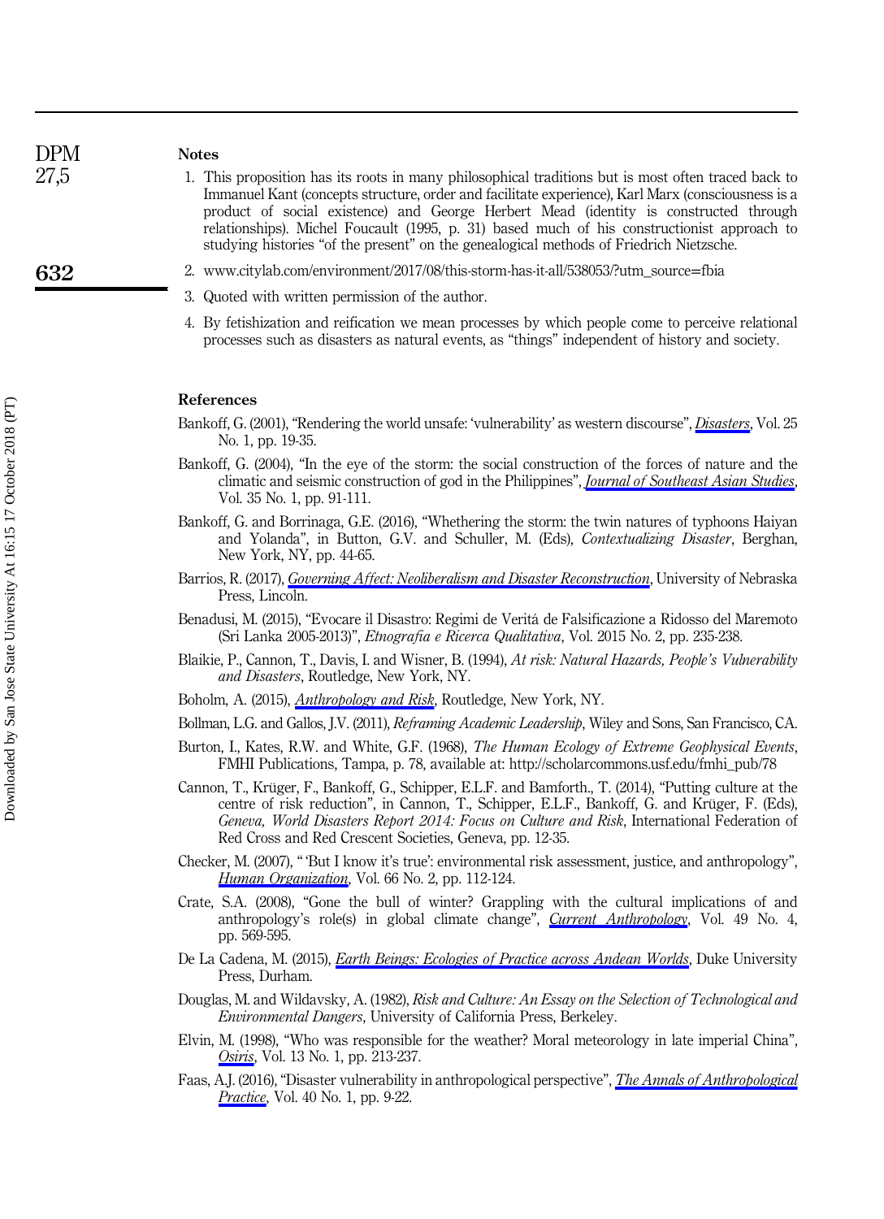## Notes

1. This proposition has its roots in many philosophical traditions but is most often traced back to Immanuel Kant (concepts structure, order and facilitate experience), Karl Marx (consciousness is a product of social existence) and George Herbert Mead (identity is constructed through relationships). Michel Foucault (1995, p. 31) based much of his constructionist approach to studying histories "of the present" on the genealogical methods of Friedrich Nietzsche.
2. www.citylab.com/environment/2017/08/this-storm-has-it-all/538053/?utm_source=fbia
3. Quoted with written permission of the author.
4. By fetishization and reification we mean processes by which people come to perceive relational processes such as disasters as natural events, as "things" independent of history and society.

## References

Bankoff, G. (2001), "Rendering the world unsafe: 'vulnerability' as western discourse", *Disasters*, Vol. 25 No. 1, pp. 19-35.

Bankoff, G. (2004), "In the eye of the storm: the social construction of the forces of nature and the climatic and seismic construction of god in the Philippines", *Journal of Southeast Asian Studies*, Vol. 35 No. 1, pp. 91-111.

Bankoff, G. and Borrinaga, G.E. (2016), "Whethering the storm: the twin natures of typhoons Haiyan and Yolanda", in Button, G.V. and Schuller, M. (Eds), *Contextualizing Disaster*, Berghan, New York, NY, pp. 44-65.

Barrios, R. (2017), *Governing Affect: Neoliberalism and Disaster Reconstruction*, University of Nebraska Press, Lincoln.

Benadusi, M. (2015), "Evocare il Disastro: Regimi di Veritá de Falsificazione a Ridosso del Maremoto (Sri Lanka 2005-2013)", *Etnografia e Ricerca Qualitativa*, Vol. 2015 No. 2, pp. 235-238.

Blaikie, P., Cannon, T., Davis, I. and Wisner, B. (1994), *At risk: Natural Hazards, People's Vulnerability and Disasters*, Routledge, New York, NY.

Boholm, A. (2015), *Anthropology and Risk*, Routledge, New York, NY.

Bollman, L.G. and Gallos, J.V. (2011), *Reframing Academic Leadership*, Wiley and Sons, San Francisco, CA.

Burton, I., Kates, R.W. and White, G.F. (1968), *The Human Ecology of Extreme Geophysical Events*, FMHI Publications, Tampa, p. 78, available at: http://scholarcommons.usf.edu/fmhi_pub/78

Cannon, T., Krüger, F., Bankoff, G., Schipper, E.L.F. and Bamforth., T. (2014), "Putting culture at the centre of risk reduction", in Cannon, T., Schipper, E.L.F., Bankoff, G. and Krüger, F. (Eds), *Geneva, World Disasters Report 2014: Focus on Culture and Risk*, International Federation of Red Cross and Red Crescent Societies, Geneva, pp. 12-35.

Checker, M. (2007), " 'But I know it's true': environmental risk assessment, justice, and anthropology", *Human Organization*, Vol. 66 No. 2, pp. 112-124.

Crate, S.A. (2008), "Gone the bull of winter? Grappling with the cultural implications of and anthropology's role(s) in global climate change", *Current Anthropology*, Vol. 49 No. 4, pp. 569-595.

De La Cadena, M. (2015), *Earth Beings: Ecologies of Practice across Andean Worlds*, Duke University Press, Durham.

Douglas, M. and Wildavsky, A. (1982), *Risk and Culture: An Essay on the Selection of Technological and Environmental Dangers*, University of California Press, Berkeley.

Elvin, M. (1998), "Who was responsible for the weather? Moral meteorology in late imperial China", *Osiris*, Vol. 13 No. 1, pp. 213-237.

Faas, A.J. (2016), "Disaster vulnerability in anthropological perspective", *The Annals of Anthropological Practice*, Vol. 40 No. 1, pp. 9-22.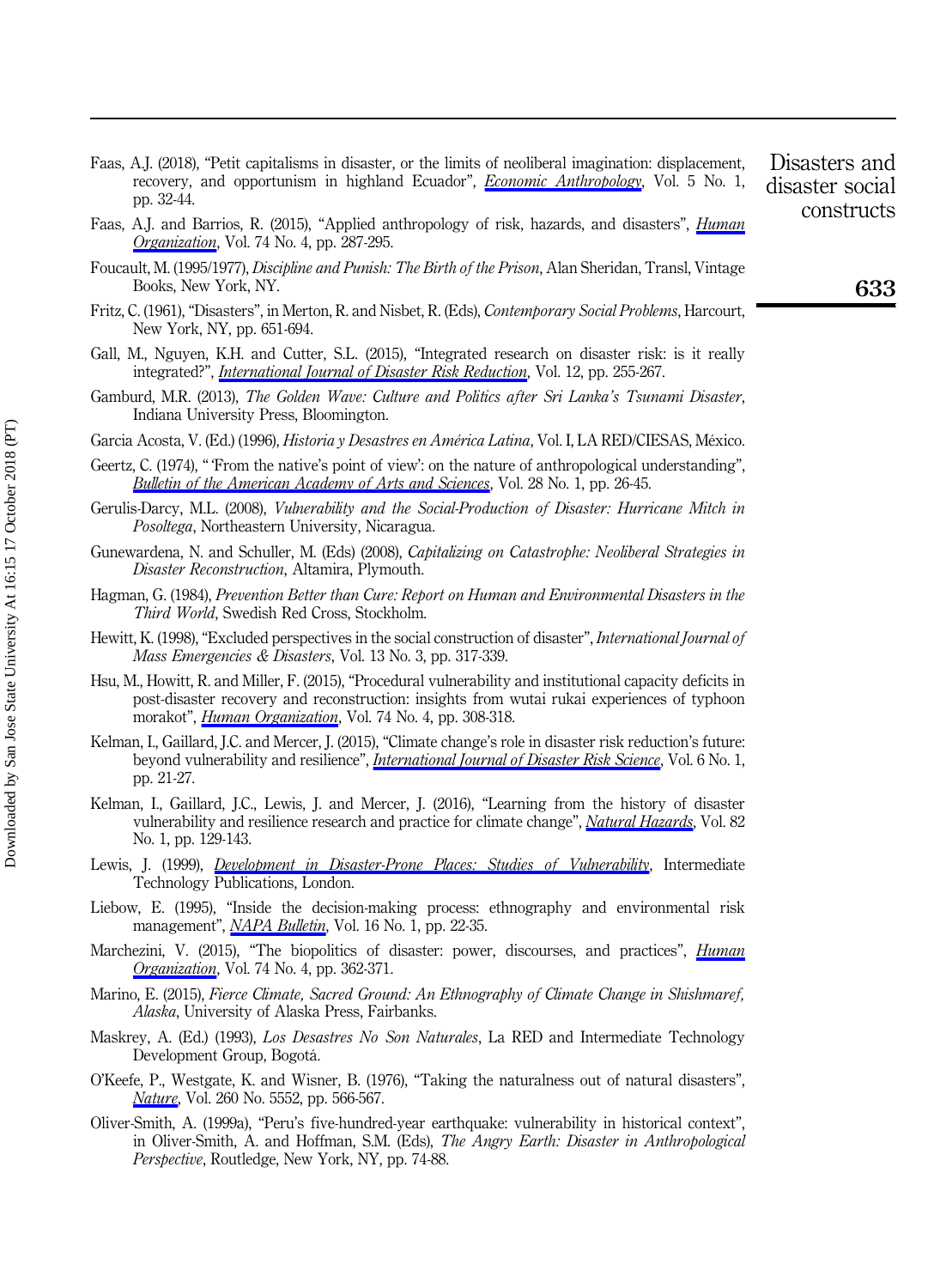Faas, A.J. (2018), "Petit capitalisms in disaster, or the limits of neoliberal imagination: displacement, recovery, and opportunism in highland Ecuador", *Economic Anthropology*, Vol. 5 No. 1, pp. 32-44.

Faas, A.J. and Barrios, R. (2015), "Applied anthropology of risk, hazards, and disasters", *Human Organization*, Vol. 74 No. 4, pp. 287-295.

Foucault, M. (1995/1977), *Discipline and Punish: The Birth of the Prison*, Alan Sheridan, Transl, Vintage Books, New York, NY.

Fritz, C. (1961), "Disasters", in Merton, R. and Nisbet, R. (Eds), *Contemporary Social Problems*, Harcourt, New York, NY, pp. 651-694.

Gall, M., Nguyen, K.H. and Cutter, S.L. (2015), "Integrated research on disaster risk: is it really integrated?", *International Journal of Disaster Risk Reduction*, Vol. 12, pp. 255-267.

Gamburd, M.R. (2013), *The Golden Wave: Culture and Politics after Sri Lanka's Tsunami Disaster*, Indiana University Press, Bloomington.

Garcia Acosta, V. (Ed.) (1996), *Historia y Desastres en América Latina*, Vol. I, LA RED/CIESAS, México.

Geertz, C. (1974), " 'From the native's point of view': on the nature of anthropological understanding", *Bulletin of the American Academy of Arts and Sciences*, Vol. 28 No. 1, pp. 26-45.

Gerulis-Darcy, M.L. (2008), *Vulnerability and the Social-Production of Disaster: Hurricane Mitch in Posoltega*, Northeastern University, Nicaragua.

Gunewardena, N. and Schuller, M. (Eds) (2008), *Capitalizing on Catastrophe: Neoliberal Strategies in Disaster Reconstruction*, Altamira, Plymouth.

Hagman, G. (1984), *Prevention Better than Cure: Report on Human and Environmental Disasters in the Third World*, Swedish Red Cross, Stockholm.

Hewitt, K. (1998), "Excluded perspectives in the social construction of disaster", *International Journal of Mass Emergencies & Disasters*, Vol. 13 No. 3, pp. 317-339.

Hsu, M., Howitt, R. and Miller, F. (2015), "Procedural vulnerability and institutional capacity deficits in post-disaster recovery and reconstruction: insights from wutai rukai experiences of typhoon morakot", *Human Organization*, Vol. 74 No. 4, pp. 308-318.

Kelman, I., Gaillard, J.C. and Mercer, J. (2015), "Climate change's role in disaster risk reduction's future: beyond vulnerability and resilience", *International Journal of Disaster Risk Science*, Vol. 6 No. 1, pp. 21-27.

Kelman, I., Gaillard, J.C., Lewis, J. and Mercer, J. (2016), "Learning from the history of disaster vulnerability and resilience research and practice for climate change", *Natural Hazards*, Vol. 82 No. 1, pp. 129-143.

Lewis, J. (1999), *Development in Disaster-Prone Places: Studies of Vulnerability*, Intermediate Technology Publications, London.

Liebow, E. (1995), "Inside the decision-making process: ethnography and environmental risk management", *NAPA Bulletin*, Vol. 16 No. 1, pp. 22-35.

Marchezini, V. (2015), "The biopolitics of disaster: power, discourses, and practices", *Human Organization*, Vol. 74 No. 4, pp. 362-371.

Marino, E. (2015), *Fierce Climate, Sacred Ground: An Ethnography of Climate Change in Shishmaref, Alaska*, University of Alaska Press, Fairbanks.

Maskrey, A. (Ed.) (1993), *Los Desastres No Son Naturales*, La RED and Intermediate Technology Development Group, Bogotá.

O'Keefe, P., Westgate, K. and Wisner, B. (1976), "Taking the naturalness out of natural disasters", *Nature*, Vol. 260 No. 5552, pp. 566-567.

Oliver-Smith, A. (1999a), "Peru's five-hundred-year earthquake: vulnerability in historical context", in Oliver-Smith, A. and Hoffman, S.M. (Eds), *The Angry Earth: Disaster in Anthropological Perspective*, Routledge, New York, NY, pp. 74-88.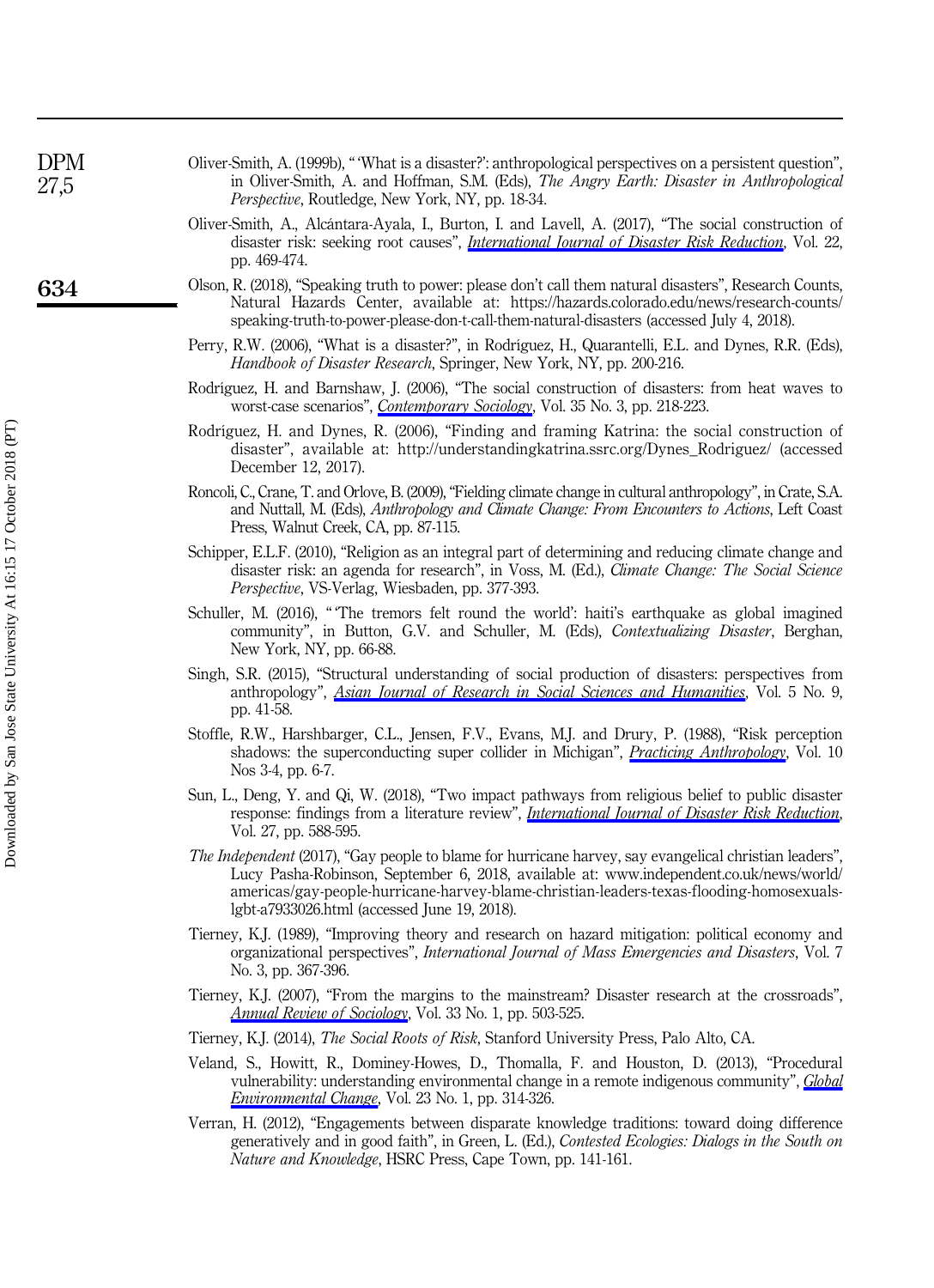Oliver-Smith, A. (1999b), "'What is a disaster?': anthropological perspectives on a persistent question", in Oliver-Smith, A. and Hoffman, S.M. (Eds), *The Angry Earth: Disaster in Anthropological Perspective*, Routledge, New York, NY, pp. 18-34.

Oliver-Smith, A., Alcántara-Ayala, I., Burton, I. and Lavell, A. (2017), "The social construction of disaster risk: seeking root causes", *International Journal of Disaster Risk Reduction*, Vol. 22, pp. 469-474.

Olson, R. (2018), "Speaking truth to power: please don't call them natural disasters", Research Counts, Natural Hazards Center, available at: https://hazards.colorado.edu/news/research-counts/speaking-truth-to-power-please-don-t-call-them-natural-disasters (accessed July 4, 2018).

Perry, R.W. (2006), "What is a disaster?", in Rodríguez, H., Quarantelli, E.L. and Dynes, R.R. (Eds), *Handbook of Disaster Research*, Springer, New York, NY, pp. 200-216.

Rodríguez, H. and Barnshaw, J. (2006), "The social construction of disasters: from heat waves to worst-case scenarios", *Contemporary Sociology*, Vol. 35 No. 3, pp. 218-223.

Rodríguez, H. and Dynes, R. (2006), "Finding and framing Katrina: the social construction of disaster", available at: http://understandingkatrina.ssrc.org/Dynes_Rodriguez/ (accessed December 12, 2017).

Roncoli, C., Crane, T. and Orlove, B. (2009), "Fielding climate change in cultural anthropology", in Crate, S.A. and Nuttall, M. (Eds), *Anthropology and Climate Change: From Encounters to Actions*, Left Coast Press, Walnut Creek, CA, pp. 87-115.

Schipper, E.L.F. (2010), "Religion as an integral part of determining and reducing climate change and disaster risk: an agenda for research", in Voss, M. (Ed.), *Climate Change: The Social Science Perspective*, VS-Verlag, Wiesbaden, pp. 377-393.

Schuller, M. (2016), "'The tremors felt round the world': haiti's earthquake as global imagined community", in Button, G.V. and Schuller, M. (Eds), *Contextualizing Disaster*, Berghan, New York, NY, pp. 66-88.

Singh, S.R. (2015), "Structural understanding of social production of disasters: perspectives from anthropology", *Asian Journal of Research in Social Sciences and Humanities*, Vol. 5 No. 9, pp. 41-58.

Stoffle, R.W., Harshbarger, C.L., Jensen, F.V., Evans, M.J. and Drury, P. (1988), "Risk perception shadows: the superconducting super collider in Michigan", *Practicing Anthropology*, Vol. 10 Nos 3-4, pp. 6-7.

Sun, L., Deng, Y. and Qi, W. (2018), "Two impact pathways from religious belief to public disaster response: findings from a literature review", *International Journal of Disaster Risk Reduction*, Vol. 27, pp. 588-595.

*The Independent* (2017), "Gay people to blame for hurricane harvey, say evangelical christian leaders", Lucy Pasha-Robinson, September 6, 2018, available at: www.independent.co.uk/news/world/americas/gay-people-hurricane-harvey-blame-christian-leaders-texas-flooding-homosexuals-lgbt-a7933026.html (accessed June 19, 2018).

Tierney, K.J. (1989), "Improving theory and research on hazard mitigation: political economy and organizational perspectives", *International Journal of Mass Emergencies and Disasters*, Vol. 7 No. 3, pp. 367-396.

Tierney, K.J. (2007), "From the margins to the mainstream? Disaster research at the crossroads", *Annual Review of Sociology*, Vol. 33 No. 1, pp. 503-525.

Tierney, K.J. (2014), *The Social Roots of Risk*, Stanford University Press, Palo Alto, CA.

Veland, S., Howitt, R., Dominey-Howes, D., Thomalla, F. and Houston, D. (2013), "Procedural vulnerability: understanding environmental change in a remote indigenous community", *Global Environmental Change*, Vol. 23 No. 1, pp. 314-326.

Verran, H. (2012), "Engagements between disparate knowledge traditions: toward doing difference generatively and in good faith", in Green, L. (Ed.), *Contested Ecologies: Dialogs in the South on Nature and Knowledge*, HSRC Press, Cape Town, pp. 141-161.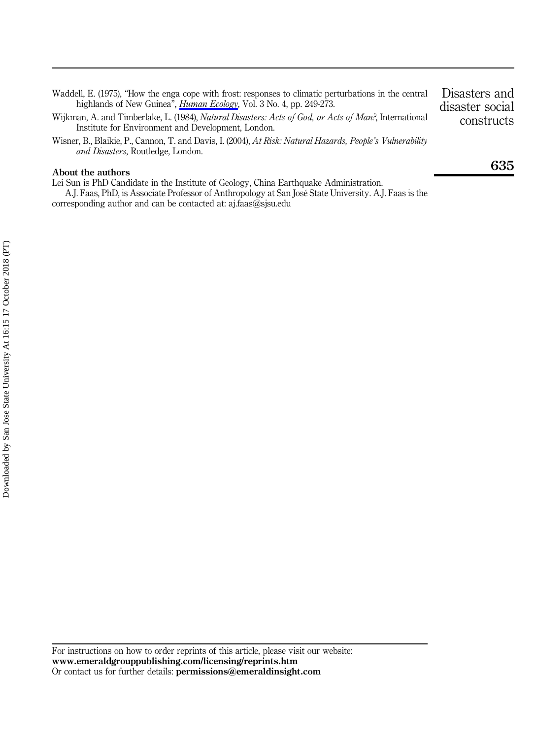Waddell, E. (1975), "How the enga cope with frost: responses to climatic perturbations in the central highlands of New Guinea", *Human Ecology*, Vol. 3 No. 4, pp. 249-273.

Wijkman, A. and Timberlake, L. (1984), *Natural Disasters: Acts of God, or Acts of Man?*, International Institute for Environment and Development, London.

Wisner, B., Blaikie, P., Cannon, T. and Davis, I. (2004), *At Risk: Natural Hazards, People's Vulnerability and Disasters*, Routledge, London.

**About the authors**

Lei Sun is PhD Candidate in the Institute of Geology, China Earthquake Administration.

A.J. Faas, PhD, is Associate Professor of Anthropology at San José State University. A.J. Faas is the corresponding author and can be contacted at: aj.faas@sjsu.edu

For instructions on how to order reprints of this article, please visit our website:
**www.emeraldgrouppublishing.com/licensing/reprints.htm**
Or contact us for further details: **permissions@emeraldinsight.com**